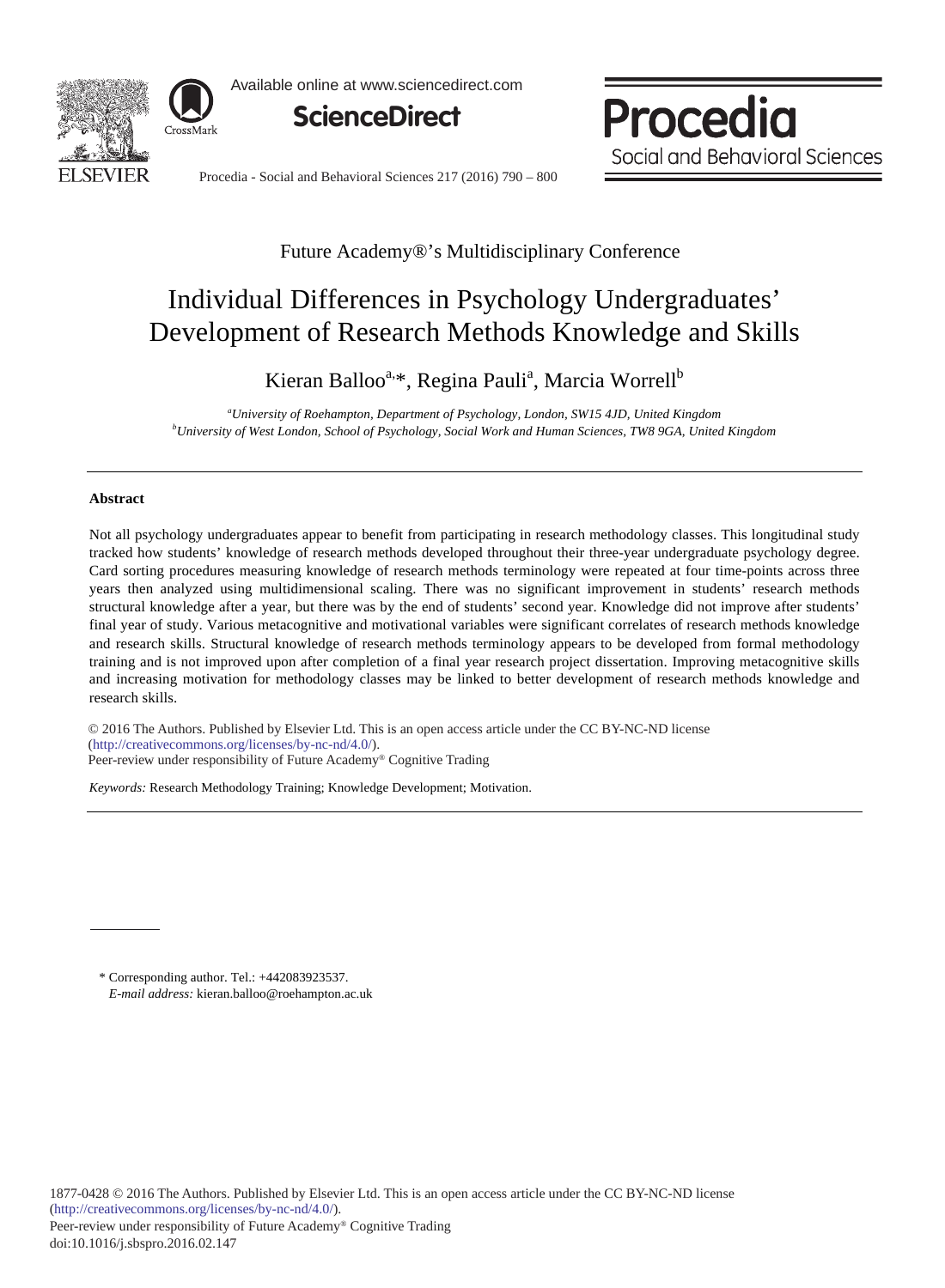Future Academy®'s Multidisciplinary Conference

# Individual Differences in Psychology Undergraduates' Development of Research Methods Knowledge and Skills

Kieran Balloo[a,]*, Regina Pauli[a], Marcia Worrell[b]

[a]*University of Roehampton, Department of Psychology, London, SW15 4JD, United Kingdom*
[b]*University of West London, School of Psychology, Social Work and Human Sciences, TW8 9GA, United Kingdom*

---

## Abstract

Not all psychology undergraduates appear to benefit from participating in research methodology classes. This longitudinal study tracked how students' knowledge of research methods developed throughout their three-year undergraduate psychology degree. Card sorting procedures measuring knowledge of research methods terminology were repeated at four time-points across three years then analyzed using multidimensional scaling. There was no significant improvement in students' research methods structural knowledge after a year, but there was by the end of students' second year. Knowledge did not improve after students' final year of study. Various metacognitive and motivational variables were significant correlates of research methods knowledge and research skills. Structural knowledge of research methods terminology appears to be developed from formal methodology training and is not improved upon after completion of a final year research project dissertation. Improving metacognitive skills and increasing motivation for methodology classes may be linked to better development of research methods knowledge and research skills.

© 2016 The Authors. Published by Elsevier Ltd. This is an open access article under the CC BY-NC-ND license (http://creativecommons.org/licenses/by-nc-nd/4.0/).
Peer-review under responsibility of Future Academy® Cognitive Trading

*Keywords:* Research Methodology Training; Knowledge Development; Motivation.

---

\* Corresponding author. Tel.: +442083923537.
*E-mail address:* kieran.balloo@roehampton.ac.uk

1877-0428 © 2016 The Authors. Published by Elsevier Ltd. This is an open access article under the CC BY-NC-ND license (http://creativecommons.org/licenses/by-nc-nd/4.0/).
Peer-review under responsibility of Future Academy® Cognitive Trading
doi:10.1016/j.sbspro.2016.02.147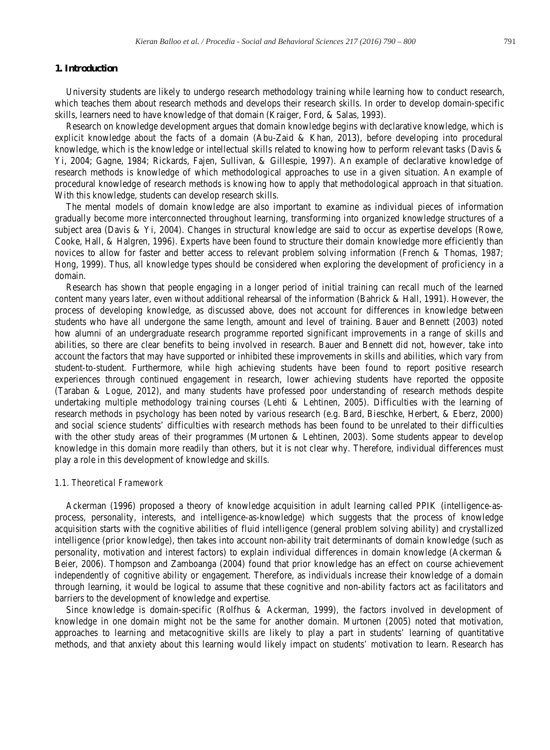## 1. Introduction

University students are likely to undergo research methodology training while learning how to conduct research, which teaches them about research methods and develops their research skills. In order to develop domain-specific skills, learners need to have knowledge of that domain (Kraiger, Ford, & Salas, 1993).

Research on knowledge development argues that domain knowledge begins with declarative knowledge, which is explicit knowledge about the facts of a domain (Abu-Zaid & Khan, 2013), before developing into procedural knowledge, which is the knowledge or intellectual skills related to knowing how to perform relevant tasks (Davis & Yi, 2004; Gagne, 1984; Rickards, Fajen, Sullivan, & Gillespie, 1997). An example of declarative knowledge of research methods is knowledge of which methodological approaches to use in a given situation. An example of procedural knowledge of research methods is knowing how to apply that methodological approach in that situation. With this knowledge, students can develop research skills.

The mental models of domain knowledge are also important to examine as individual pieces of information gradually become more interconnected throughout learning, transforming into organized knowledge structures of a subject area (Davis & Yi, 2004). Changes in structural knowledge are said to occur as expertise develops (Rowe, Cooke, Hall, & Halgren, 1996). Experts have been found to structure their domain knowledge more efficiently than novices to allow for faster and better access to relevant problem solving information (French & Thomas, 1987; Hong, 1999). Thus, all knowledge types should be considered when exploring the development of proficiency in a domain.

Research has shown that people engaging in a longer period of initial training can recall much of the learned content many years later, even without additional rehearsal of the information (Bahrick & Hall, 1991). However, the process of developing knowledge, as discussed above, does not account for differences in knowledge between students who have all undergone the same length, amount and level of training. Bauer and Bennett (2003) noted how alumni of an undergraduate research programme reported significant improvements in a range of skills and abilities, so there are clear benefits to being involved in research. Bauer and Bennett did not, however, take into account the factors that may have supported or inhibited these improvements in skills and abilities, which vary from student-to-student. Furthermore, while high achieving students have been found to report positive research experiences through continued engagement in research, lower achieving students have reported the opposite (Taraban & Logue, 2012), and many students have professed poor understanding of research methods despite undertaking multiple methodology training courses (Lehti & Lehtinen, 2005). Difficulties with the learning of research methods in psychology has been noted by various research (e.g. Bard, Bieschke, Herbert, & Eberz, 2000) and social science students' difficulties with research methods has been found to be unrelated to their difficulties with the other study areas of their programmes (Murtonen & Lehtinen, 2003). Some students appear to develop knowledge in this domain more readily than others, but it is not clear why. Therefore, individual differences must play a role in this development of knowledge and skills.

### 1.1. Theoretical Framework

Ackerman (1996) proposed a theory of knowledge acquisition in adult learning called PPIK (intelligence-as-process, personality, interests, and intelligence-as-knowledge) which suggests that the process of knowledge acquisition starts with the cognitive abilities of fluid intelligence (general problem solving ability) and crystallized intelligence (prior knowledge), then takes into account non-ability trait determinants of domain knowledge (such as personality, motivation and interest factors) to explain individual differences in domain knowledge (Ackerman & Beier, 2006). Thompson and Zamboanga (2004) found that prior knowledge has an effect on course achievement independently of cognitive ability or engagement. Therefore, as individuals increase their knowledge of a domain through learning, it would be logical to assume that these cognitive and non-ability factors act as facilitators and barriers to the development of knowledge and expertise.

Since knowledge is domain-specific (Rolfhus & Ackerman, 1999), the factors involved in development of knowledge in one domain might not be the same for another domain. Murtonen (2005) noted that motivation, approaches to learning and metacognitive skills are likely to play a part in students' learning of quantitative methods, and that anxiety about this learning would likely impact on students' motivation to learn. Research has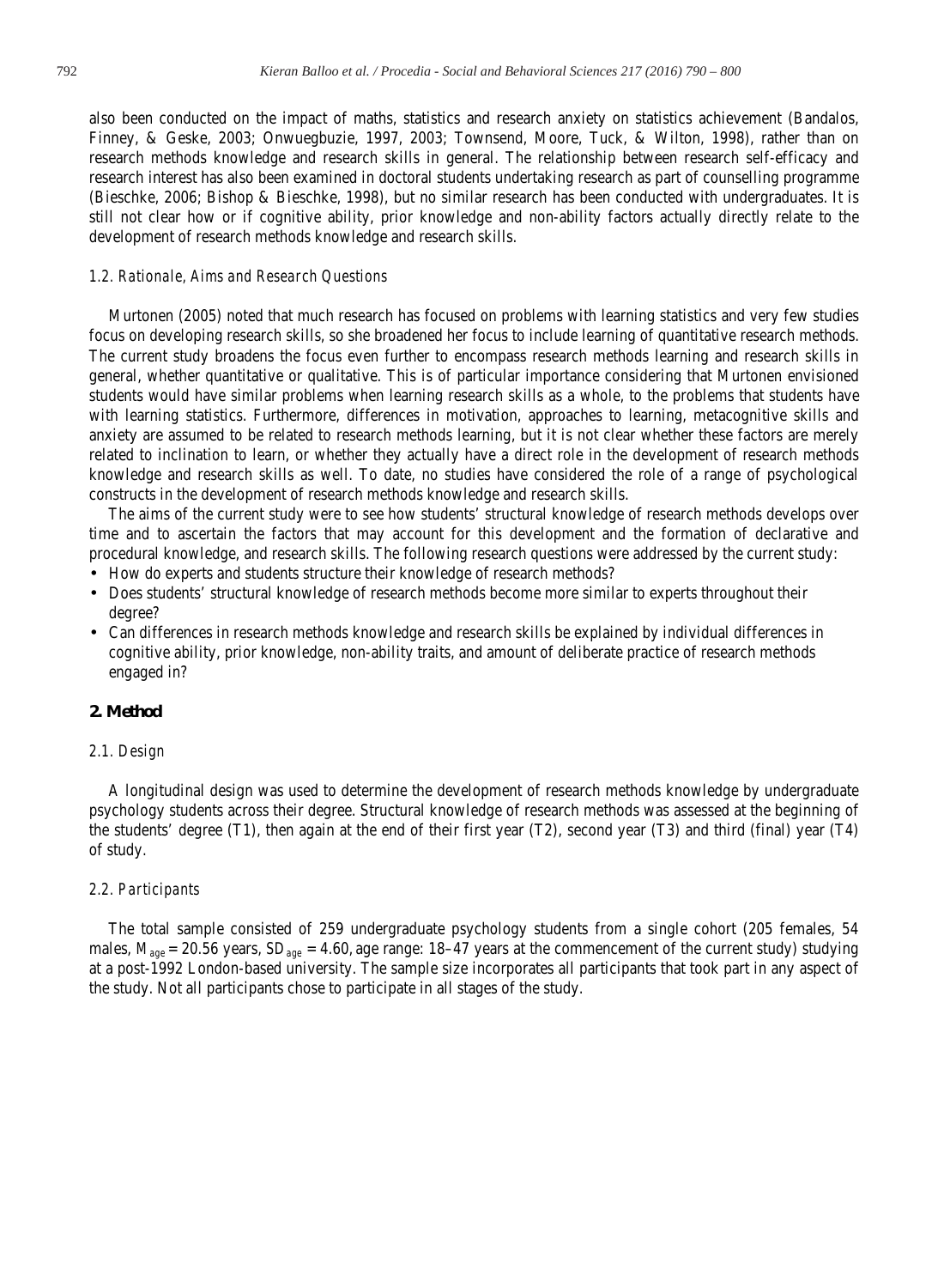also been conducted on the impact of maths, statistics and research anxiety on statistics achievement (Bandalos, Finney, & Geske, 2003; Onwuegbuzie, 1997, 2003; Townsend, Moore, Tuck, & Wilton, 1998), rather than on research methods knowledge and research skills in general. The relationship between research self-efficacy and research interest has also been examined in doctoral students undertaking research as part of counselling programme (Bieschke, 2006; Bishop & Bieschke, 1998), but no similar research has been conducted with undergraduates. It is still not clear how or if cognitive ability, prior knowledge and non-ability factors actually directly relate to the development of research methods knowledge and research skills.

### *1.2. Rationale, Aims and Research Questions*

Murtonen (2005) noted that much research has focused on problems with learning statistics and very few studies focus on developing research skills, so she broadened her focus to include learning of quantitative research methods. The current study broadens the focus even further to encompass research methods learning and research skills in general, whether quantitative or qualitative. This is of particular importance considering that Murtonen envisioned students would have similar problems when learning research skills as a whole, to the problems that students have with learning statistics. Furthermore, differences in motivation, approaches to learning, metacognitive skills and anxiety are assumed to be related to research methods learning, but it is not clear whether these factors are merely related to inclination to learn, or whether they actually have a direct role in the development of research methods knowledge and research skills as well. To date, no studies have considered the role of a range of psychological constructs in the development of research methods knowledge and research skills.

The aims of the current study were to see how students' structural knowledge of research methods develops over time and to ascertain the factors that may account for this development and the formation of declarative and procedural knowledge, and research skills. The following research questions were addressed by the current study:

- How do experts and students structure their knowledge of research methods?
- Does students' structural knowledge of research methods become more similar to experts throughout their degree?
- Can differences in research methods knowledge and research skills be explained by individual differences in cognitive ability, prior knowledge, non-ability traits, and amount of deliberate practice of research methods engaged in?

## **2. Method**

### *2.1. Design*

A longitudinal design was used to determine the development of research methods knowledge by undergraduate psychology students across their degree. Structural knowledge of research methods was assessed at the beginning of the students' degree (T1), then again at the end of their first year (T2), second year (T3) and third (final) year (T4) of study.

### *2.2. Participants*

The total sample consisted of 259 undergraduate psychology students from a single cohort (205 females, 54 males, $M_{age} = 20.56$ years, $SD_{age} = 4.60$, age range: 18–47 years at the commencement of the current study) studying at a post-1992 London-based university. The sample size incorporates all participants that took part in any aspect of the study. Not all participants chose to participate in all stages of the study.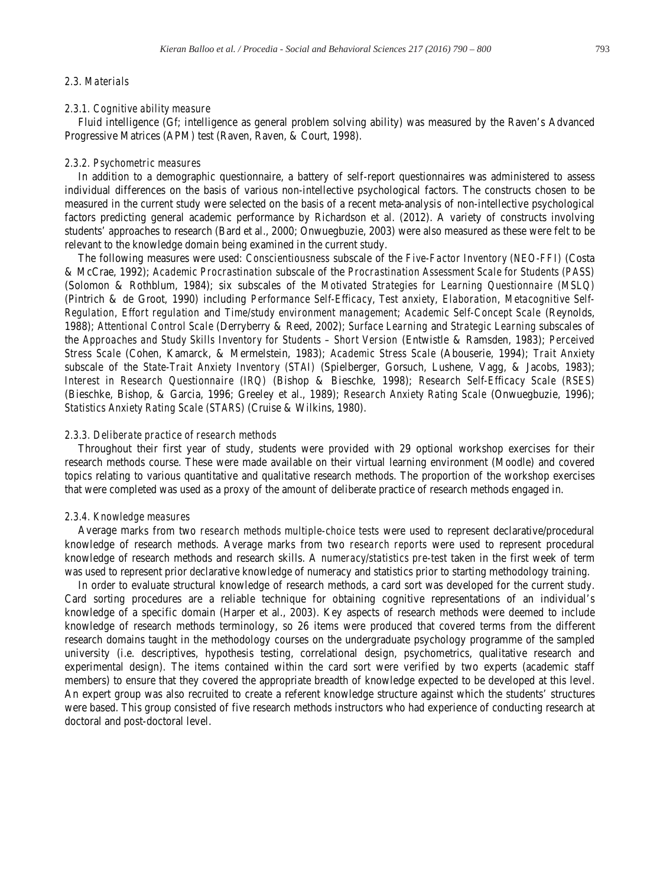### 2.3. *Materials*

#### 2.3.1. *Cognitive ability measure*

Fluid intelligence (Gf; intelligence as general problem solving ability) was measured by the Raven's Advanced Progressive Matrices (APM) test (Raven, Raven, & Court, 1998).

#### 2.3.2. *Psychometric measures*

In addition to a demographic questionnaire, a battery of self-report questionnaires was administered to assess individual differences on the basis of various non-intellective psychological factors. The constructs chosen to be measured in the current study were selected on the basis of a recent meta-analysis of non-intellective psychological factors predicting general academic performance by Richardson et al. (2012). A variety of constructs involving students' approaches to research (Bard et al., 2000; Onwuegbuzie, 2003) were also measured as these were felt to be relevant to the knowledge domain being examined in the current study.

The following measures were used: *Conscientiousness* subscale of the *Five-Factor Inventory (NEO-FFI)* (Costa & McCrae, 1992); *Academic Procrastination* subscale of the *Procrastination Assessment Scale for Students (PASS)* (Solomon & Rothblum, 1984); six subscales of the *Motivated Strategies for Learning Questionnaire (MSLQ)* (Pintrich & de Groot, 1990) including *Performance Self-Efficacy*, *Test anxiety*, *Elaboration*, *Metacognitive Self-Regulation*, *Effort regulation* and *Time/study environment management*; *Academic Self-Concept Scale* (Reynolds, 1988); *Attentional Control Scale* (Derryberry & Reed, 2002); *Surface Learning* and *Strategic Learning* subscales of the *Approaches and Study Skills Inventory for Students – Short Version* (Entwistle & Ramsden, 1983); *Perceived Stress Scale* (Cohen, Kamarck, & Mermelstein, 1983); *Academic Stress Scale* (Abouserie, 1994); *Trait Anxiety* subscale of the *State-Trait Anxiety Inventory (STAI)* (Spielberger, Gorsuch, Lushene, Vagg, & Jacobs, 1983); *Interest in Research Questionnaire (IRQ)* (Bishop & Bieschke, 1998); *Research Self-Efficacy Scale (RSES)* (Bieschke, Bishop, & Garcia, 1996; Greeley et al., 1989); *Research Anxiety Rating Scale* (Onwuegbuzie, 1996); *Statistics Anxiety Rating Scale (STARS)* (Cruise & Wilkins, 1980).

#### 2.3.3. *Deliberate practice of research methods*

Throughout their first year of study, students were provided with 29 optional workshop exercises for their research methods course. These were made available on their virtual learning environment (Moodle) and covered topics relating to various quantitative and qualitative research methods. The proportion of the workshop exercises that were completed was used as a proxy of the amount of deliberate practice of research methods engaged in.

#### 2.3.4. *Knowledge measures*

Average marks from two *research methods multiple-choice tests* were used to represent declarative/procedural knowledge of research methods. Average marks from two *research reports* were used to represent procedural knowledge of research methods and research skills. A *numeracy/statistics pre-test* taken in the first week of term was used to represent prior declarative knowledge of numeracy and statistics prior to starting methodology training.

In order to evaluate structural knowledge of research methods, a card sort was developed for the current study. Card sorting procedures are a reliable technique for obtaining cognitive representations of an individual's knowledge of a specific domain (Harper et al., 2003). Key aspects of research methods were deemed to include knowledge of research methods terminology, so 26 items were produced that covered terms from the different research domains taught in the methodology courses on the undergraduate psychology programme of the sampled university (i.e. descriptives, hypothesis testing, correlational design, psychometrics, qualitative research and experimental design). The items contained within the card sort were verified by two experts (academic staff members) to ensure that they covered the appropriate breadth of knowledge expected to be developed at this level. An expert group was also recruited to create a referent knowledge structure against which the students' structures were based. This group consisted of five research methods instructors who had experience of conducting research at doctoral and post-doctoral level.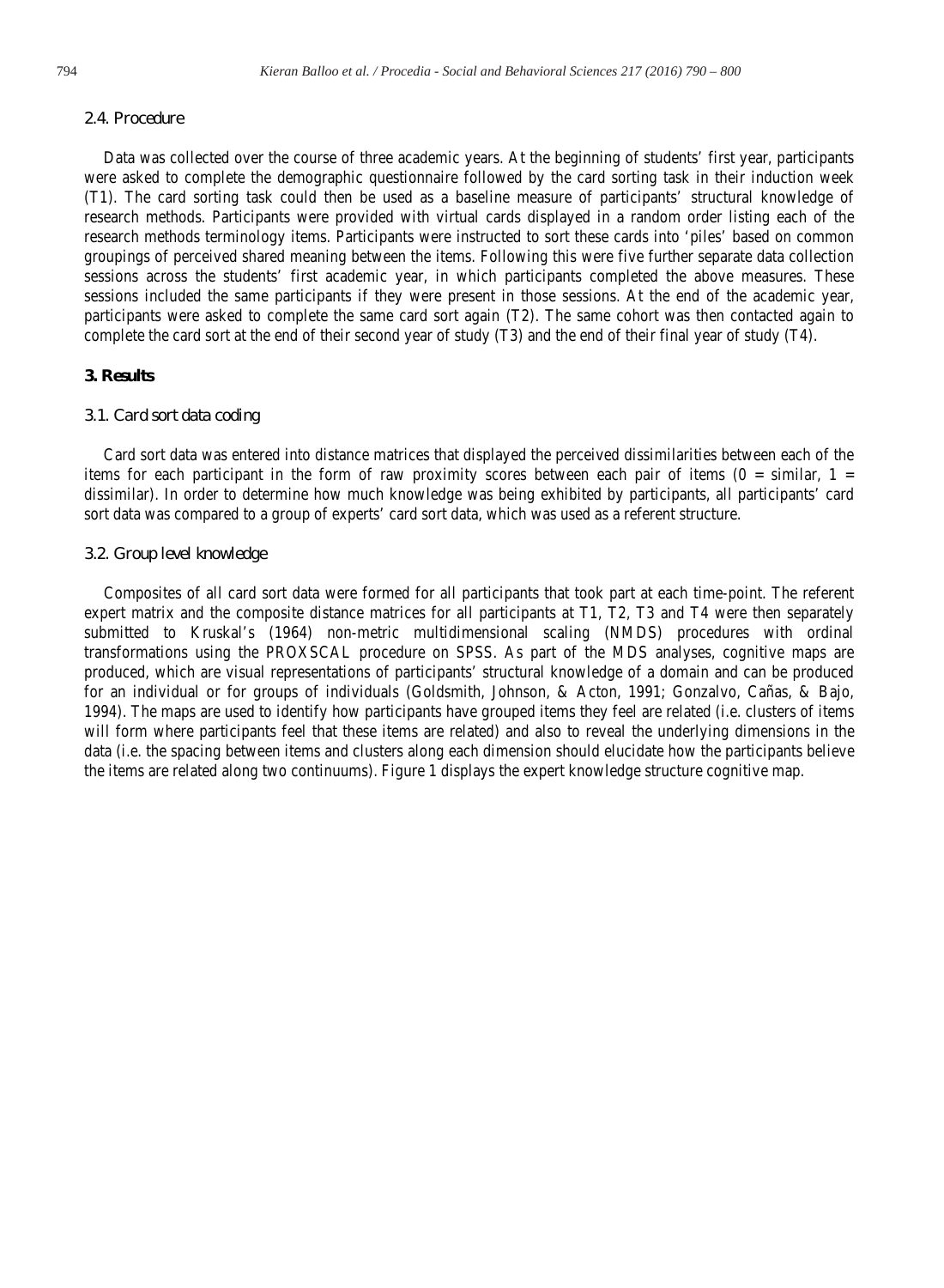### 2.4. Procedure

Data was collected over the course of three academic years. At the beginning of students' first year, participants were asked to complete the demographic questionnaire followed by the card sorting task in their induction week (T1). The card sorting task could then be used as a baseline measure of participants' structural knowledge of research methods. Participants were provided with virtual cards displayed in a random order listing each of the research methods terminology items. Participants were instructed to sort these cards into 'piles' based on common groupings of perceived shared meaning between the items. Following this were five further separate data collection sessions across the students' first academic year, in which participants completed the above measures. These sessions included the same participants if they were present in those sessions. At the end of the academic year, participants were asked to complete the same card sort again (T2). The same cohort was then contacted again to complete the card sort at the end of their second year of study (T3) and the end of their final year of study (T4).

## 3. Results

### 3.1. Card sort data coding

Card sort data was entered into distance matrices that displayed the perceived dissimilarities between each of the items for each participant in the form of raw proximity scores between each pair of items (0 = similar, 1 = dissimilar). In order to determine how much knowledge was being exhibited by participants, all participants' card sort data was compared to a group of experts' card sort data, which was used as a referent structure.

### 3.2. Group level knowledge

Composites of all card sort data were formed for all participants that took part at each time-point. The referent expert matrix and the composite distance matrices for all participants at T1, T2, T3 and T4 were then separately submitted to Kruskal's (1964) non-metric multidimensional scaling (NMDS) procedures with ordinal transformations using the PROXSCAL procedure on SPSS. As part of the MDS analyses, cognitive maps are produced, which are visual representations of participants' structural knowledge of a domain and can be produced for an individual or for groups of individuals (Goldsmith, Johnson, & Acton, 1991; Gonzalvo, Cañas, & Bajo, 1994). The maps are used to identify how participants have grouped items they feel are related (i.e. clusters of items will form where participants feel that these items are related) and also to reveal the underlying dimensions in the data (i.e. the spacing between items and clusters along each dimension should elucidate how the participants believe the items are related along two continuums). Figure 1 displays the expert knowledge structure cognitive map.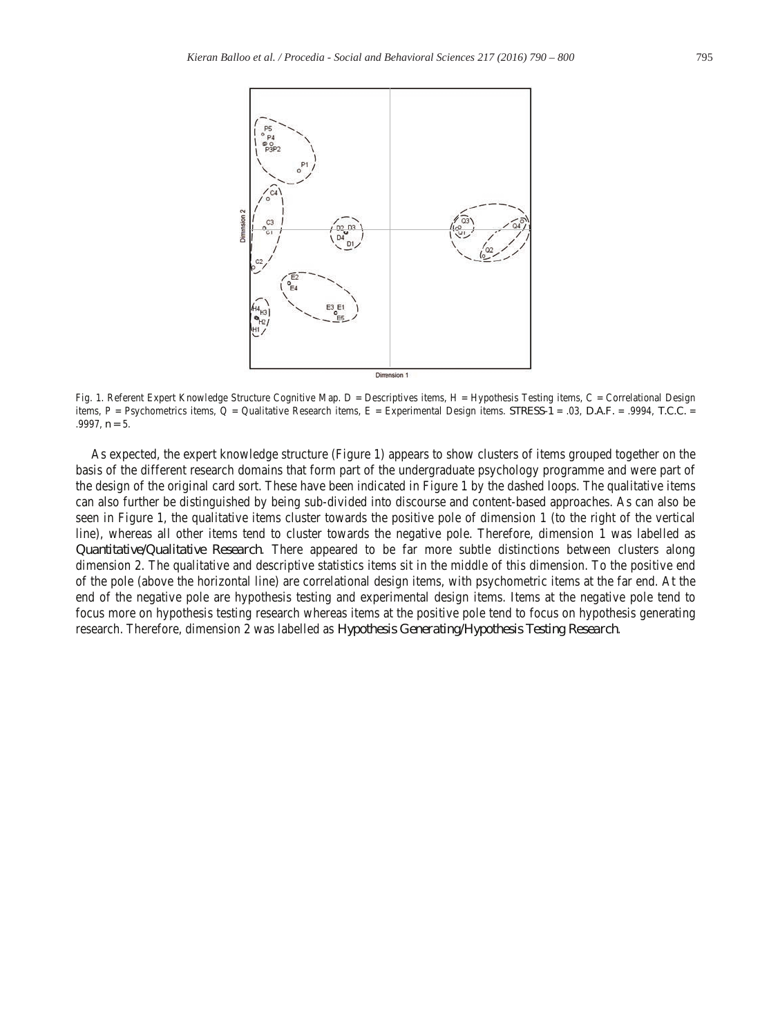Fig. 1. Referent Expert Knowledge Structure Cognitive Map. D = Descriptives items, H = Hypothesis Testing items, C = Correlational Design items, P = Psychometrics items, Q = Qualitative Research items, E = Experimental Design items. STRESS-1 = .03, D.A.F. = .9994, T.C.C. = .9997, n = 5.

As expected, the expert knowledge structure (Figure 1) appears to show clusters of items grouped together on the basis of the different research domains that form part of the undergraduate psychology programme and were part of the design of the original card sort. These have been indicated in Figure 1 by the dashed loops. The qualitative items can also further be distinguished by being sub-divided into discourse and content-based approaches. As can also be seen in Figure 1, the qualitative items cluster towards the positive pole of dimension 1 (to the right of the vertical line), whereas all other items tend to cluster towards the negative pole. Therefore, dimension 1 was labelled as *Quantitative/Qualitative Research*. There appeared to be far more subtle distinctions between clusters along dimension 2. The qualitative and descriptive statistics items sit in the middle of this dimension. To the positive end of the pole (above the horizontal line) are correlational design items, with psychometric items at the far end. At the end of the negative pole are hypothesis testing and experimental design items. Items at the negative pole tend to focus more on hypothesis testing research whereas items at the positive pole tend to focus on hypothesis generating research. Therefore, dimension 2 was labelled as *Hypothesis Generating/Hypothesis Testing Research*.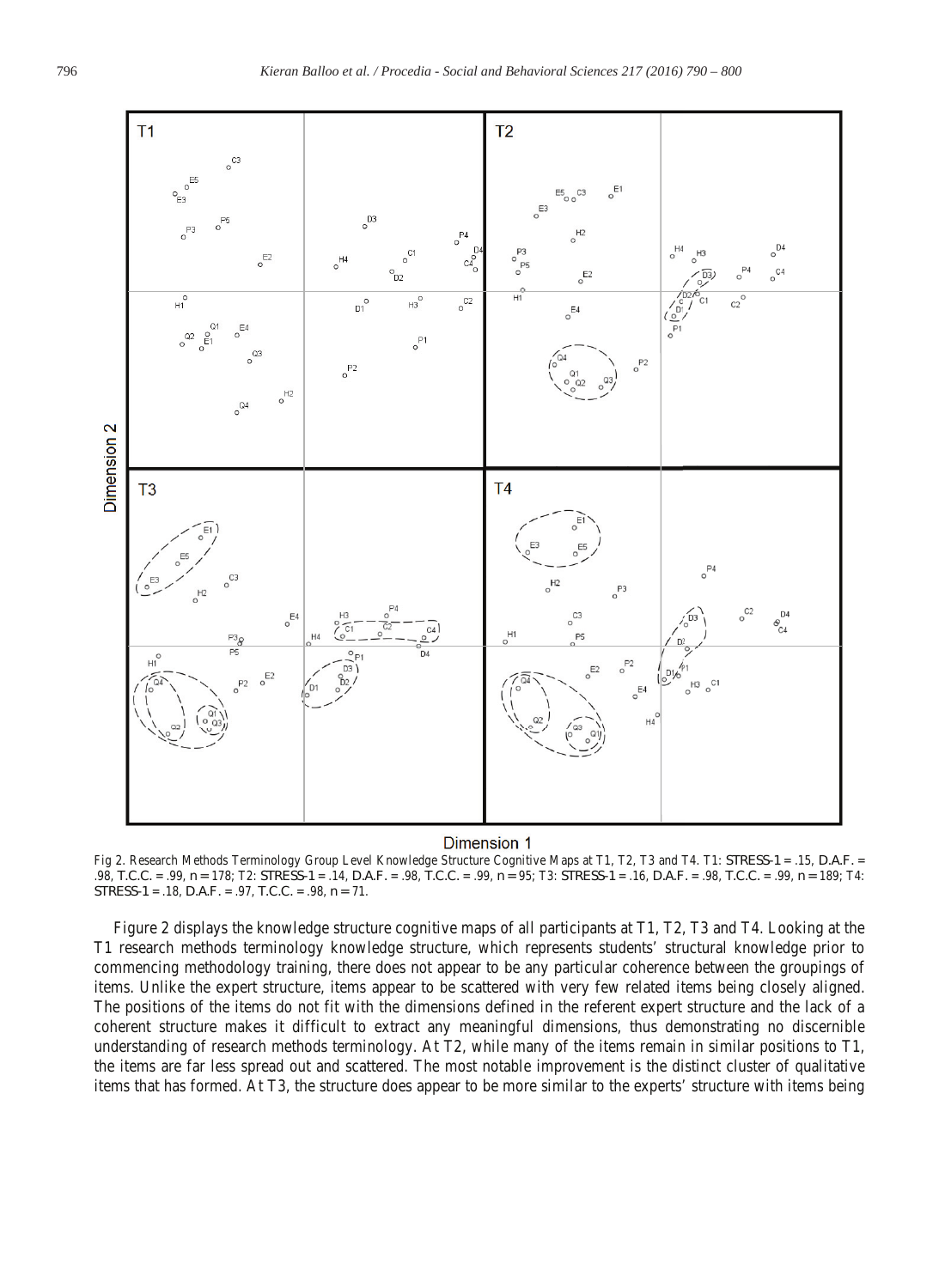Fig 2. Research Methods Terminology Group Level Knowledge Structure Cognitive Maps at T1, T2, T3 and T4. T1: STRESS-1 = .15, D.A.F. = .98, T.C.C. = .99, n = 178; T2: STRESS-1 = .14, D.A.F. = .98, T.C.C. = .99, n = 95; T3: STRESS-1 = .16, D.A.F. = .98, T.C.C. = .99, n = 189; T4: STRESS-1 = .18, D.A.F. = .97, T.C.C. = .98, n = 71.

Figure 2 displays the knowledge structure cognitive maps of all participants at T1, T2, T3 and T4. Looking at the T1 research methods terminology knowledge structure, which represents students' structural knowledge prior to commencing methodology training, there does not appear to be any particular coherence between the groupings of items. Unlike the expert structure, items appear to be scattered with very few related items being closely aligned. The positions of the items do not fit with the dimensions defined in the referent expert structure and the lack of a coherent structure makes it difficult to extract any meaningful dimensions, thus demonstrating no discernible understanding of research methods terminology. At T2, while many of the items remain in similar positions to T1, the items are far less spread out and scattered. The most notable improvement is the distinct cluster of qualitative items that has formed. At T3, the structure does appear to be more similar to the experts' structure with items being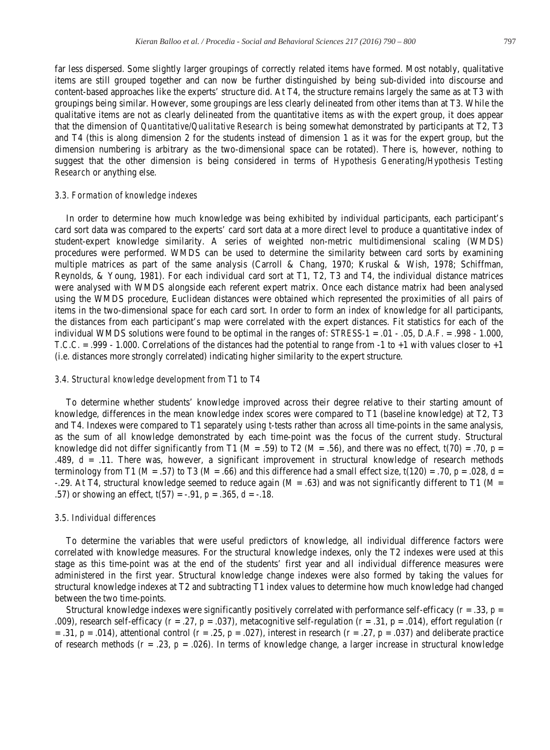far less dispersed. Some slightly larger groupings of correctly related items have formed. Most notably, qualitative items are still grouped together and can now be further distinguished by being sub-divided into discourse and content-based approaches like the experts' structure did. At T4, the structure remains largely the same as at T3 with groupings being similar. However, some groupings are less clearly delineated from other items than at T3. While the qualitative items are not as clearly delineated from the quantitative items as with the expert group, it does appear that the dimension of *Quantitative/Qualitative Research* is being somewhat demonstrated by participants at T2, T3 and T4 (this is along dimension 2 for the students instead of dimension 1 as it was for the expert group, but the dimension numbering is arbitrary as the two-dimensional space can be rotated). There is, however, nothing to suggest that the other dimension is being considered in terms of *Hypothesis Generating/Hypothesis Testing Research* or anything else.

### *3.3. Formation of knowledge indexes*

In order to determine how much knowledge was being exhibited by individual participants, each participant's card sort data was compared to the experts' card sort data at a more direct level to produce a quantitative index of student-expert knowledge similarity. A series of weighted non-metric multidimensional scaling (WMDS) procedures were performed. WMDS can be used to determine the similarity between card sorts by examining multiple matrices as part of the same analysis (Carroll & Chang, 1970; Kruskal & Wish, 1978; Schiffman, Reynolds, & Young, 1981). For each individual card sort at T1, T2, T3 and T4, the individual distance matrices were analysed with WMDS alongside each referent expert matrix. Once each distance matrix had been analysed using the WMDS procedure, Euclidean distances were obtained which represented the proximities of all pairs of items in the two-dimensional space for each card sort. In order to form an index of knowledge for all participants, the distances from each participant's map were correlated with the expert distances. Fit statistics for each of the individual WMDS solutions were found to be optimal in the ranges of: *STRESS-1* = .01 - .05, *D.A.F.* = .998 - 1.000, *T.C.C.* = .999 - 1.000. Correlations of the distances had the potential to range from -1 to +1 with values closer to +1 (i.e. distances more strongly correlated) indicating higher similarity to the expert structure.

### *3.4. Structural knowledge development from T1 to T4*

To determine whether students' knowledge improved across their degree relative to their starting amount of knowledge, differences in the mean knowledge index scores were compared to T1 (baseline knowledge) at T2, T3 and T4. Indexes were compared to T1 separately using t-tests rather than across all time-points in the same analysis, as the sum of all knowledge demonstrated by each time-point was the focus of the current study. Structural knowledge did not differ significantly from T1 ($M$ = .59) to T2 ($M$ = .56), and there was no effect, $t(70) = .70$, $p = .489$, $d = .11$. There was, however, a significant improvement in structural knowledge of research methods terminology from T1 ($M$ = .57) to T3 ($M$ = .66) and this difference had a small effect size, $t(120) = .70$, $p = .028$, $d = -.29$. At T4, structural knowledge seemed to reduce again ($M$ = .63) and was not significantly different to T1 ($M$ = .57) or showing an effect, $t(57) = -.91$, $p = .365$, $d = -.18$.

### *3.5. Individual differences*

To determine the variables that were useful predictors of knowledge, all individual difference factors were correlated with knowledge measures. For the structural knowledge indexes, only the T2 indexes were used at this stage as this time-point was at the end of the students' first year and all individual difference measures were administered in the first year. Structural knowledge change indexes were also formed by taking the values for structural knowledge indexes at T2 and subtracting T1 index values to determine how much knowledge had changed between the two time-points.

Structural knowledge indexes were significantly positively correlated with performance self-efficacy ($r = .33$, $p = .009$), research self-efficacy ($r = .27$, $p = .037$), metacognitive self-regulation ($r = .31$, $p = .014$), effort regulation ($r = .31$, $p = .014$), attentional control ($r = .25$, $p = .027$), interest in research ($r = .27$, $p = .037$) and deliberate practice of research methods ($r = .23$, $p = .026$). In terms of knowledge change, a larger increase in structural knowledge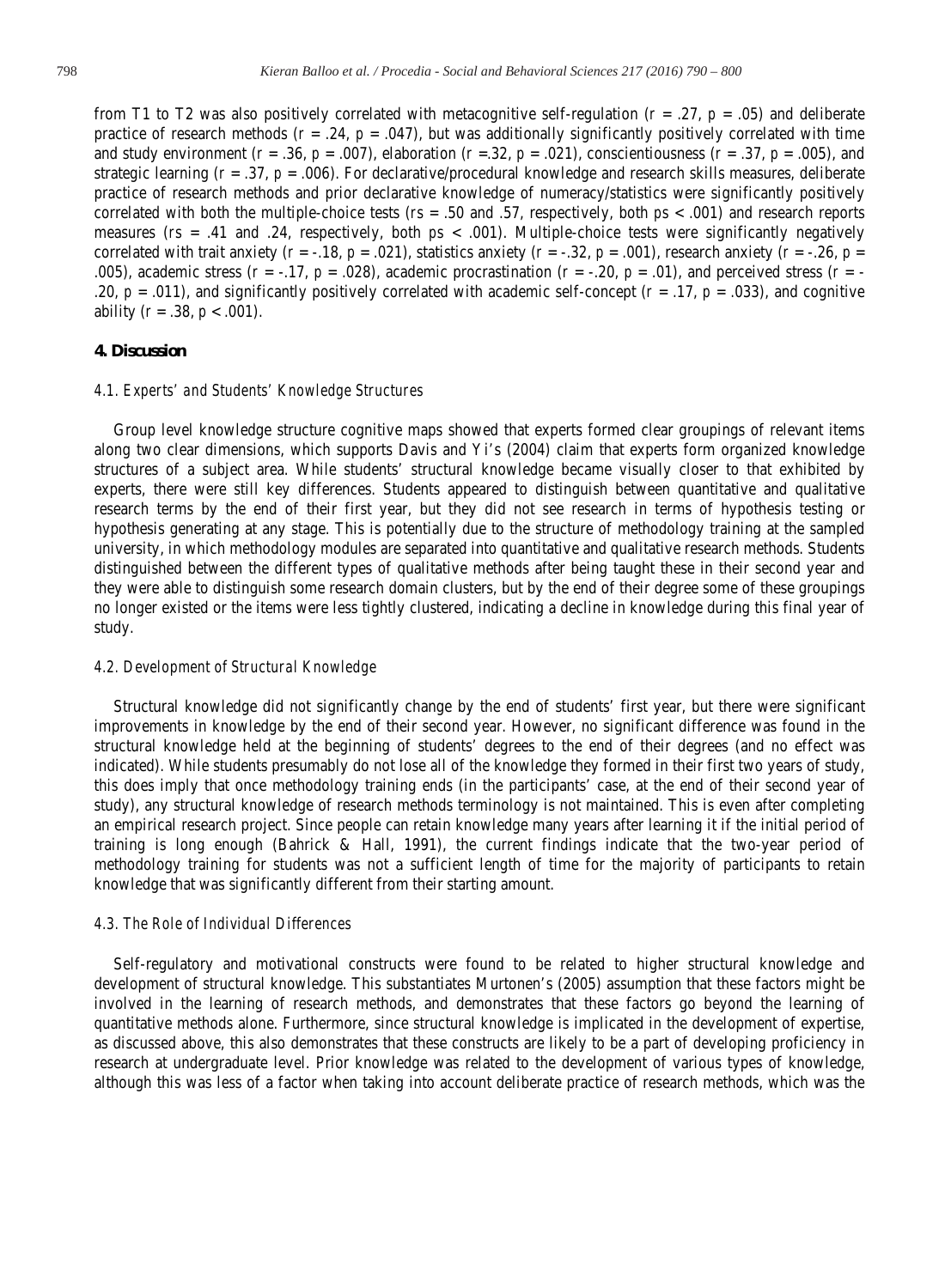from T1 to T2 was also positively correlated with metacognitive self-regulation ($r = .27$, $p = .05$) and deliberate practice of research methods ($r = .24$, $p = .047$), but was additionally significantly positively correlated with time and study environment ($r = .36$, $p = .007$), elaboration ($r = .32$, $p = .021$), conscientiousness ($r = .37$, $p = .005$), and strategic learning ($r = .37$, $p = .006$). For declarative/procedural knowledge and research skills measures, deliberate practice of research methods and prior declarative knowledge of numeracy/statistics were significantly positively correlated with both the multiple-choice tests ($rs = .50$ and $.57$, respectively, both $ps < .001$) and research reports measures ($rs = .41$ and $.24$, respectively, both $ps < .001$). Multiple-choice tests were significantly negatively correlated with trait anxiety ($r = -.18$, $p = .021$), statistics anxiety ($r = -.32$, $p = .001$), research anxiety ($r = -.26$, $p = .005$), academic stress ($r = -.17$, $p = .028$), academic procrastination ($r = -.20$, $p = .01$), and perceived stress ($r = -.20$, $p = .011$), and significantly positively correlated with academic self-concept ($r = .17$, $p = .033$), and cognitive ability ($r = .38$, $p < .001$).

## 4. Discussion

### *4.1. Experts' and Students' Knowledge Structures*

Group level knowledge structure cognitive maps showed that experts formed clear groupings of relevant items along two clear dimensions, which supports Davis and Yi's (2004) claim that experts form organized knowledge structures of a subject area. While students' structural knowledge became visually closer to that exhibited by experts, there were still key differences. Students appeared to distinguish between quantitative and qualitative research terms by the end of their first year, but they did not see research in terms of hypothesis testing or hypothesis generating at any stage. This is potentially due to the structure of methodology training at the sampled university, in which methodology modules are separated into quantitative and qualitative research methods. Students distinguished between the different types of qualitative methods after being taught these in their second year and they were able to distinguish some research domain clusters, but by the end of their degree some of these groupings no longer existed or the items were less tightly clustered, indicating a decline in knowledge during this final year of study.

### *4.2. Development of Structural Knowledge*

Structural knowledge did not significantly change by the end of students' first year, but there were significant improvements in knowledge by the end of their second year. However, no significant difference was found in the structural knowledge held at the beginning of students' degrees to the end of their degrees (and no effect was indicated). While students presumably do not lose all of the knowledge they formed in their first two years of study, this does imply that once methodology training ends (in the participants' case, at the end of their second year of study), any structural knowledge of research methods terminology is not maintained. This is even after completing an empirical research project. Since people can retain knowledge many years after learning it if the initial period of training is long enough (Bahrick & Hall, 1991), the current findings indicate that the two-year period of methodology training for students was not a sufficient length of time for the majority of participants to retain knowledge that was significantly different from their starting amount.

### *4.3. The Role of Individual Differences*

Self-regulatory and motivational constructs were found to be related to higher structural knowledge and development of structural knowledge. This substantiates Murtonen's (2005) assumption that these factors might be involved in the learning of research methods, and demonstrates that these factors go beyond the learning of quantitative methods alone. Furthermore, since structural knowledge is implicated in the development of expertise, as discussed above, this also demonstrates that these constructs are likely to be a part of developing proficiency in research at undergraduate level. Prior knowledge was related to the development of various types of knowledge, although this was less of a factor when taking into account deliberate practice of research methods, which was the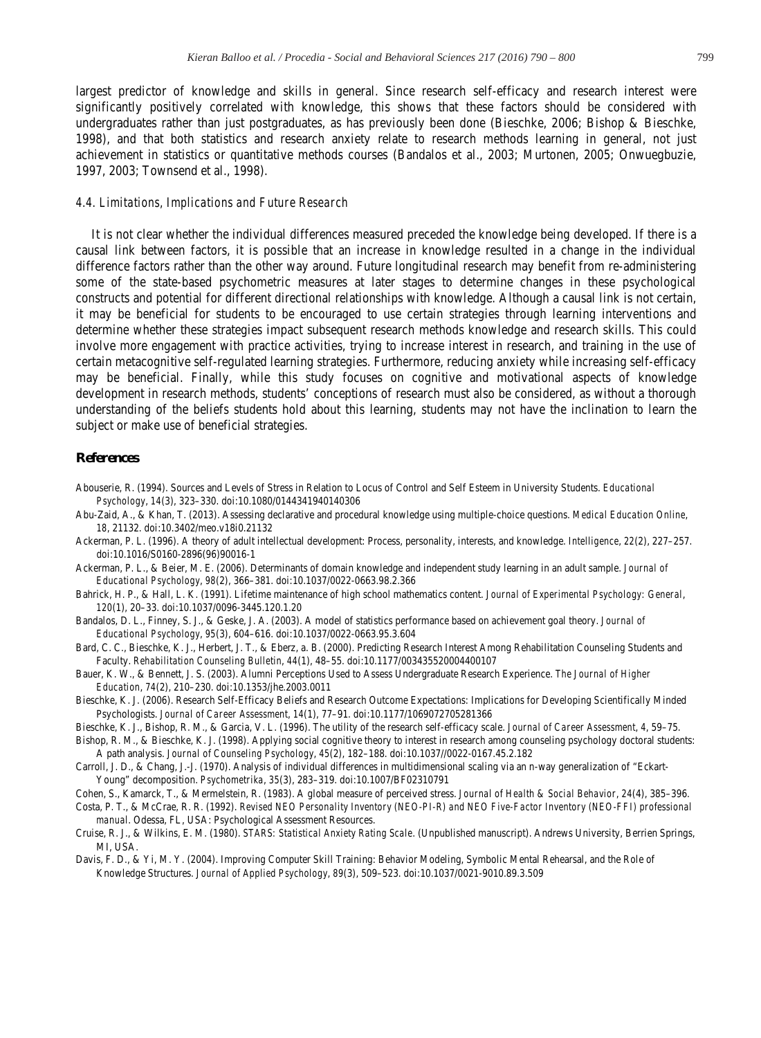largest predictor of knowledge and skills in general. Since research self-efficacy and research interest were significantly positively correlated with knowledge, this shows that these factors should be considered with undergraduates rather than just postgraduates, as has previously been done (Bieschke, 2006; Bishop & Bieschke, 1998), and that both statistics and research anxiety relate to research methods learning in general, not just achievement in statistics or quantitative methods courses (Bandalos et al., 2003; Murtonen, 2005; Onwuegbuzie, 1997, 2003; Townsend et al., 1998).

### *4.4. Limitations, Implications and Future Research*

It is not clear whether the individual differences measured preceded the knowledge being developed. If there is a causal link between factors, it is possible that an increase in knowledge resulted in a change in the individual difference factors rather than the other way around. Future longitudinal research may benefit from re-administering some of the state-based psychometric measures at later stages to determine changes in these psychological constructs and potential for different directional relationships with knowledge. Although a causal link is not certain, it may be beneficial for students to be encouraged to use certain strategies through learning interventions and determine whether these strategies impact subsequent research methods knowledge and research skills. This could involve more engagement with practice activities, trying to increase interest in research, and training in the use of certain metacognitive self-regulated learning strategies. Furthermore, reducing anxiety while increasing self-efficacy may be beneficial. Finally, while this study focuses on cognitive and motivational aspects of knowledge development in research methods, students' conceptions of research must also be considered, as without a thorough understanding of the beliefs students hold about this learning, students may not have the inclination to learn the subject or make use of beneficial strategies.

## References

Abouserie, R. (1994). Sources and Levels of Stress in Relation to Locus of Control and Self Esteem in University Students. *Educational Psychology*, *14*(3), 323–330. doi:10.1080/0144341940140306

Abu-Zaid, A., & Khan, T. (2013). Assessing declarative and procedural knowledge using multiple-choice questions. *Medical Education Online*, *18*, 21132. doi:10.3402/meo.v18i0.21132

Ackerman, P. L. (1996). A theory of adult intellectual development: Process, personality, interests, and knowledge. *Intelligence*, *22*(2), 227–257. doi:10.1016/S0160-2896(96)90016-1

Ackerman, P. L., & Beier, M. E. (2006). Determinants of domain knowledge and independent study learning in an adult sample. *Journal of Educational Psychology*, *98*(2), 366–381. doi:10.1037/0022-0663.98.2.366

Bahrick, H. P., & Hall, L. K. (1991). Lifetime maintenance of high school mathematics content. *Journal of Experimental Psychology: General*, *120*(1), 20–33. doi:10.1037/0096-3445.120.1.20

Bandalos, D. L., Finney, S. J., & Geske, J. A. (2003). A model of statistics performance based on achievement goal theory. *Journal of Educational Psychology*, *95*(3), 604–616. doi:10.1037/0022-0663.95.3.604

Bard, C. C., Bieschke, K. J., Herbert, J. T., & Eberz, a. B. (2000). Predicting Research Interest Among Rehabilitation Counseling Students and Faculty. *Rehabilitation Counseling Bulletin*, *44*(1), 48–55. doi:10.1177/003435520004400107

Bauer, K. W., & Bennett, J. S. (2003). Alumni Perceptions Used to Assess Undergraduate Research Experience. *The Journal of Higher Education*, *74*(2), 210–230. doi:10.1353/jhe.2003.0011

Bieschke, K. J. (2006). Research Self-Efficacy Beliefs and Research Outcome Expectations: Implications for Developing Scientifically Minded Psychologists. *Journal of Career Assessment*, *14*(1), 77–91. doi:10.1177/1069072705281366

Bieschke, K. J., Bishop, R. M., & Garcia, V. L. (1996). The utility of the research self-efficacy scale. *Journal of Career Assessment*, *4*, 59–75.

Bishop, R. M., & Bieschke, K. J. (1998). Applying social cognitive theory to interest in research among counseling psychology doctoral students: A path analysis. *Journal of Counseling Psychology*, *45*(2), 182–188. doi:10.1037//0022-0167.45.2.182

Carroll, J. D., & Chang, J.-J. (1970). Analysis of individual differences in multidimensional scaling via an n-way generalization of "Eckart-Young" decomposition. *Psychometrika*, *35*(3), 283–319. doi:10.1007/BF02310791

Cohen, S., Kamarck, T., & Mermelstein, R. (1983). A global measure of perceived stress. *Journal of Health & Social Behavior*, *24*(4), 385–396.

Costa, P. T., & McCrae, R. R. (1992). *Revised NEO Personality Inventory (NEO-PI-R) and NEO Five-Factor Inventory (NEO-FFI) professional manual*. Odessa, FL, USA: Psychological Assessment Resources.

Cruise, R. J., & Wilkins, E. M. (1980). *STARS: Statistical Anxiety Rating Scale*. (Unpublished manuscript). Andrews University, Berrien Springs, MI, USA.

Davis, F. D., & Yi, M. Y. (2004). Improving Computer Skill Training: Behavior Modeling, Symbolic Mental Rehearsal, and the Role of Knowledge Structures. *Journal of Applied Psychology*, *89*(3), 509–523. doi:10.1037/0021-9010.89.3.509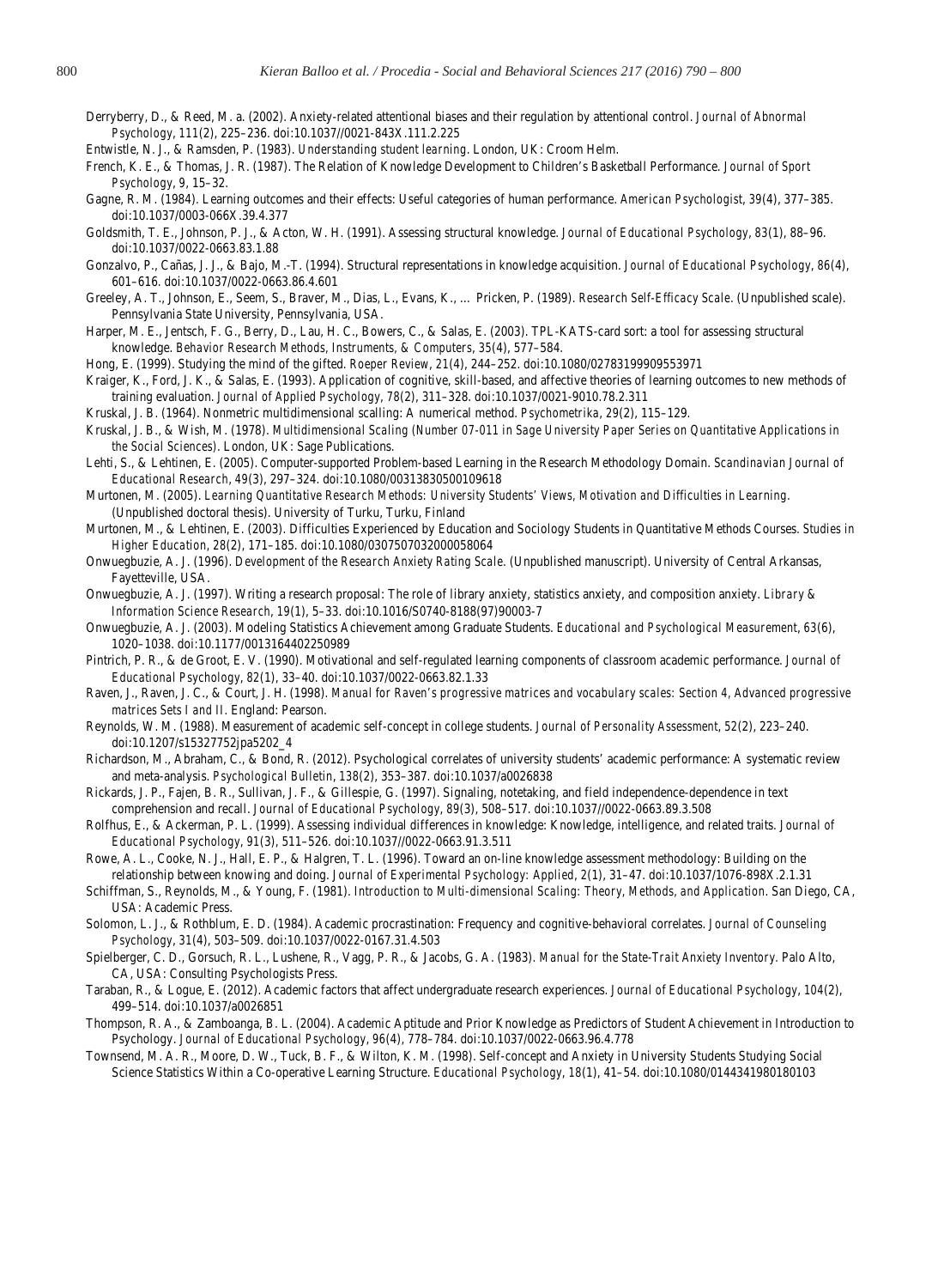Derryberry, D., & Reed, M. a. (2002). Anxiety-related attentional biases and their regulation by attentional control. *Journal of Abnormal Psychology*, *111*(2), 225–236. doi:10.1037//0021-843X.111.2.225

Entwistle, N. J., & Ramsden, P. (1983). *Understanding student learning*. London, UK: Croom Helm.

French, K. E., & Thomas, J. R. (1987). The Relation of Knowledge Development to Children's Basketball Performance. *Journal of Sport Psychology*, *9*, 15–32.

Gagne, R. M. (1984). Learning outcomes and their effects: Useful categories of human performance. *American Psychologist*, *39*(4), 377–385. doi:10.1037/0003-066X.39.4.377

Goldsmith, T. E., Johnson, P. J., & Acton, W. H. (1991). Assessing structural knowledge. *Journal of Educational Psychology*, *83*(1), 88–96. doi:10.1037/0022-0663.83.1.88

Gonzalvo, P., Cañas, J. J., & Bajo, M.-T. (1994). Structural representations in knowledge acquisition. *Journal of Educational Psychology*, *86*(4), 601–616. doi:10.1037/0022-0663.86.4.601

Greeley, A. T., Johnson, E., Seem, S., Braver, M., Dias, L., Evans, K., … Pricken, P. (1989). *Research Self-Efficacy Scale*. (Unpublished scale). Pennsylvania State University, Pennsylvania, USA.

Harper, M. E., Jentsch, F. G., Berry, D., Lau, H. C., Bowers, C., & Salas, E. (2003). TPL-KATS-card sort: a tool for assessing structural knowledge. *Behavior Research Methods, Instruments, & Computers*, *35*(4), 577–584.

Hong, E. (1999). Studying the mind of the gifted. *Roeper Review*, *21*(4), 244–252. doi:10.1080/02783199909553971

Kraiger, K., Ford, J. K., & Salas, E. (1993). Application of cognitive, skill-based, and affective theories of learning outcomes to new methods of training evaluation. *Journal of Applied Psychology*, *78*(2), 311–328. doi:10.1037/0021-9010.78.2.311

Kruskal, J. B. (1964). Nonmetric multidimensional scalling: A numerical method. *Psychometrika*, *29*(2), 115–129.

Kruskal, J. B., & Wish, M. (1978). *Multidimensional Scaling (Number 07-011 in Sage University Paper Series on Quantitative Applications in the Social Sciences)*. London, UK: Sage Publications.

Lehti, S., & Lehtinen, E. (2005). Computer-supported Problem-based Learning in the Research Methodology Domain. *Scandinavian Journal of Educational Research*, *49*(3), 297–324. doi:10.1080/00313830500109618

Murtonen, M. (2005). *Learning Quantitative Research Methods: University Students' Views, Motivation and Difficulties in Learning*. (Unpublished doctoral thesis). University of Turku, Turku, Finland

Murtonen, M., & Lehtinen, E. (2003). Difficulties Experienced by Education and Sociology Students in Quantitative Methods Courses. *Studies in Higher Education*, *28*(2), 171–185. doi:10.1080/0307507032000058064

Onwuegbuzie, A. J. (1996). *Development of the Research Anxiety Rating Scale*. (Unpublished manuscript). University of Central Arkansas, Fayetteville, USA.

Onwuegbuzie, A. J. (1997). Writing a research proposal: The role of library anxiety, statistics anxiety, and composition anxiety. *Library & Information Science Research*, *19*(1), 5–33. doi:10.1016/S0740-8188(97)90003-7

Onwuegbuzie, A. J. (2003). Modeling Statistics Achievement among Graduate Students. *Educational and Psychological Measurement*, *63*(6), 1020–1038. doi:10.1177/0013164402250989

Pintrich, P. R., & de Groot, E. V. (1990). Motivational and self-regulated learning components of classroom academic performance. *Journal of Educational Psychology*, *82*(1), 33–40. doi:10.1037/0022-0663.82.1.33

Raven, J., Raven, J. C., & Court, J. H. (1998). *Manual for Raven's progressive matrices and vocabulary scales: Section 4, Advanced progressive matrices Sets I and II*. England: Pearson.

Reynolds, W. M. (1988). Measurement of academic self-concept in college students. *Journal of Personality Assessment*, *52*(2), 223–240. doi:10.1207/s15327752jpa5202_4

Richardson, M., Abraham, C., & Bond, R. (2012). Psychological correlates of university students' academic performance: A systematic review and meta-analysis. *Psychological Bulletin*, *138*(2), 353–387. doi:10.1037/a0026838

Rickards, J. P., Fajen, B. R., Sullivan, J. F., & Gillespie, G. (1997). Signaling, notetaking, and field independence-dependence in text comprehension and recall. *Journal of Educational Psychology*, *89*(3), 508–517. doi:10.1037//0022-0663.89.3.508

Rolfhus, E., & Ackerman, P. L. (1999). Assessing individual differences in knowledge: Knowledge, intelligence, and related traits. *Journal of Educational Psychology*, *91*(3), 511–526. doi:10.1037//0022-0663.91.3.511

Rowe, A. L., Cooke, N. J., Hall, E. P., & Halgren, T. L. (1996). Toward an on-line knowledge assessment methodology: Building on the relationship between knowing and doing. *Journal of Experimental Psychology: Applied*, *2*(1), 31–47. doi:10.1037/1076-898X.2.1.31

Schiffman, S., Reynolds, M., & Young, F. (1981). *Introduction to Multi-dimensional Scaling: Theory, Methods, and Application*. San Diego, CA, USA: Academic Press.

Solomon, L. J., & Rothblum, E. D. (1984). Academic procrastination: Frequency and cognitive-behavioral correlates. *Journal of Counseling Psychology*, *31*(4), 503–509. doi:10.1037/0022-0167.31.4.503

Spielberger, C. D., Gorsuch, R. L., Lushene, R., Vagg, P. R., & Jacobs, G. A. (1983). *Manual for the State-Trait Anxiety Inventory*. Palo Alto, CA, USA: Consulting Psychologists Press.

Taraban, R., & Logue, E. (2012). Academic factors that affect undergraduate research experiences. *Journal of Educational Psychology*, *104*(2), 499–514. doi:10.1037/a0026851

Thompson, R. A., & Zamboanga, B. L. (2004). Academic Aptitude and Prior Knowledge as Predictors of Student Achievement in Introduction to Psychology. *Journal of Educational Psychology*, *96*(4), 778–784. doi:10.1037/0022-0663.96.4.778

Townsend, M. A. R., Moore, D. W., Tuck, B. F., & Wilton, K. M. (1998). Self-concept and Anxiety in University Students Studying Social Science Statistics Within a Co-operative Learning Structure. *Educational Psychology*, *18*(1), 41–54. doi:10.1080/0144341980180103